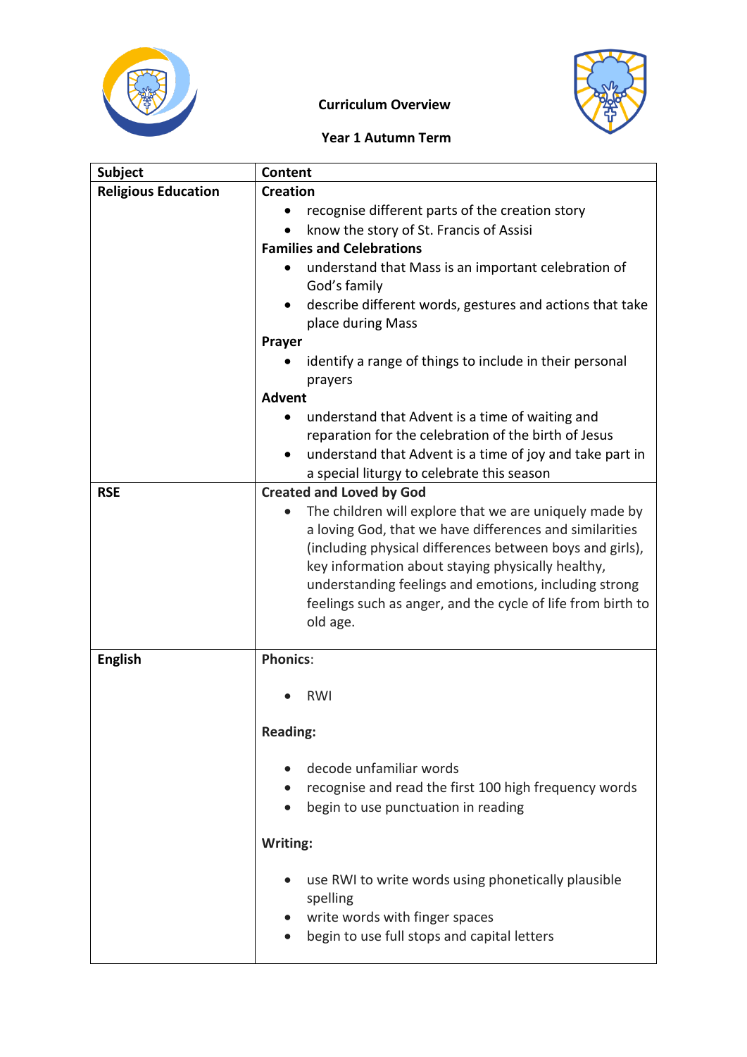**Curriculum Overview**

**Year 1 Autumn Term**

| Subject | Content |
|---|---|
| **Religious Education** | **Creation**<br>• recognise different parts of the creation story<br>• know the story of St. Francis of Assisi<br>**Families and Celebrations**<br>• understand that Mass is an important celebration of God's family<br>• describe different words, gestures and actions that take place during Mass<br>**Prayer**<br>• identify a range of things to include in their personal prayers<br>**Advent**<br>• understand that Advent is a time of waiting and reparation for the celebration of the birth of Jesus<br>• understand that Advent is a time of joy and take part in a special liturgy to celebrate this season |
| **RSE** | **Created and Loved by God**<br>• The children will explore that we are uniquely made by a loving God, that we have differences and similarities (including physical differences between boys and girls), key information about staying physically healthy, understanding feelings and emotions, including strong feelings such as anger, and the cycle of life from birth to old age. |
| **English** | **Phonics**:<br>• RWI<br>**Reading:**<br>• decode unfamiliar words<br>• recognise and read the first 100 high frequency words<br>• begin to use punctuation in reading<br>**Writing:**<br>• use RWI to write words using phonetically plausible spelling<br>• write words with finger spaces<br>• begin to use full stops and capital letters |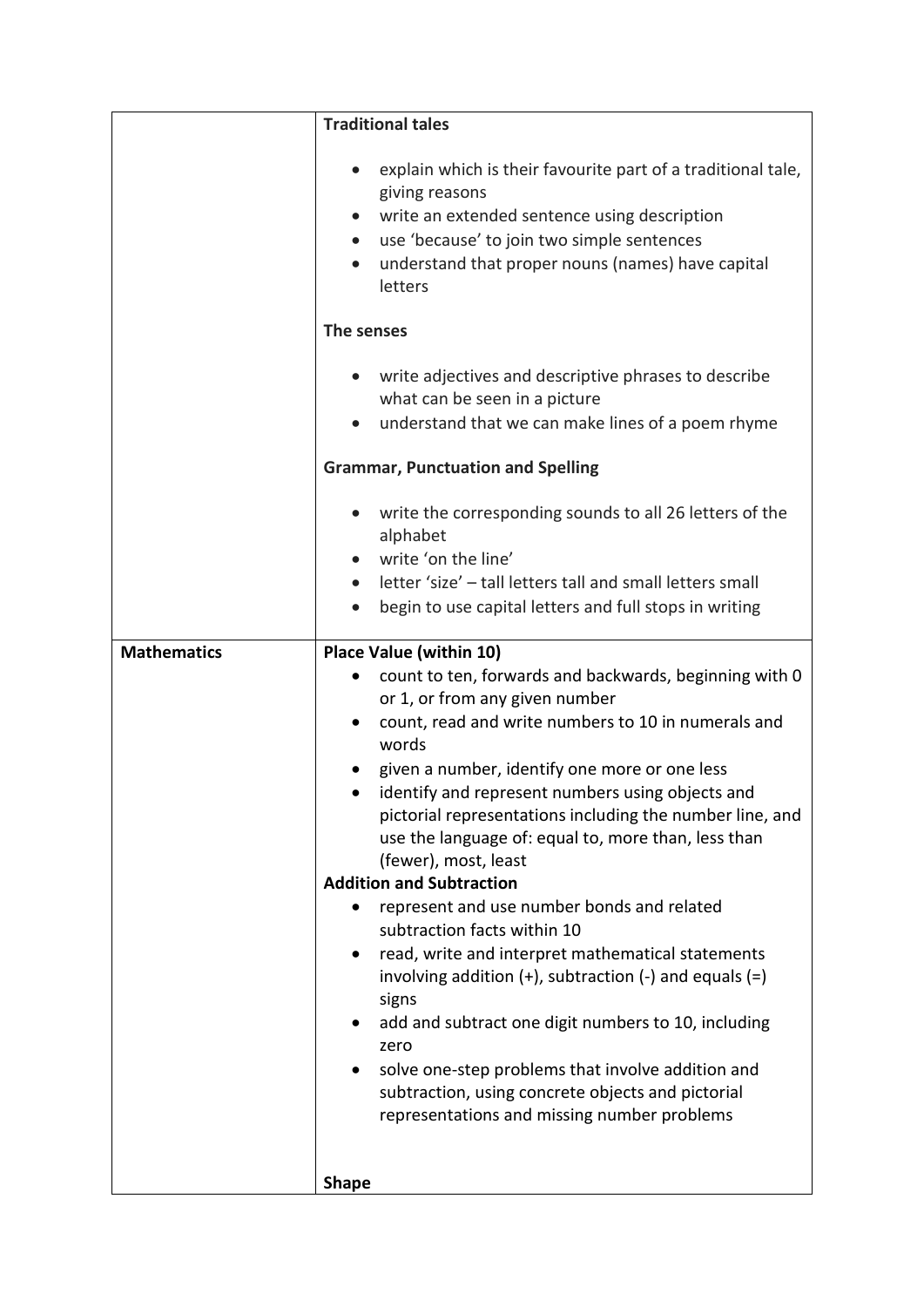| | |
|---|---|
| | **Traditional tales**<br><br>• explain which is their favourite part of a traditional tale, giving reasons<br>• write an extended sentence using description<br>• use 'because' to join two simple sentences<br>• understand that proper nouns (names) have capital letters<br><br>**The senses**<br><br>• write adjectives and descriptive phrases to describe what can be seen in a picture<br>• understand that we can make lines of a poem rhyme<br><br>**Grammar, Punctuation and Spelling**<br><br>• write the corresponding sounds to all 26 letters of the alphabet<br>• write 'on the line'<br>• letter 'size' – tall letters tall and small letters small<br>• begin to use capital letters and full stops in writing |
| **Mathematics** | **Place Value (within 10)**<br>• count to ten, forwards and backwards, beginning with 0 or 1, or from any given number<br>• count, read and write numbers to 10 in numerals and words<br>• given a number, identify one more or one less<br>• identify and represent numbers using objects and pictorial representations including the number line, and use the language of: equal to, more than, less than (fewer), most, least<br>**Addition and Subtraction**<br>• represent and use number bonds and related subtraction facts within 10<br>• read, write and interpret mathematical statements involving addition (+), subtraction (-) and equals (=) signs<br>• add and subtract one digit numbers to 10, including zero<br>• solve one-step problems that involve addition and subtraction, using concrete objects and pictorial representations and missing number problems<br><br>**Shape** |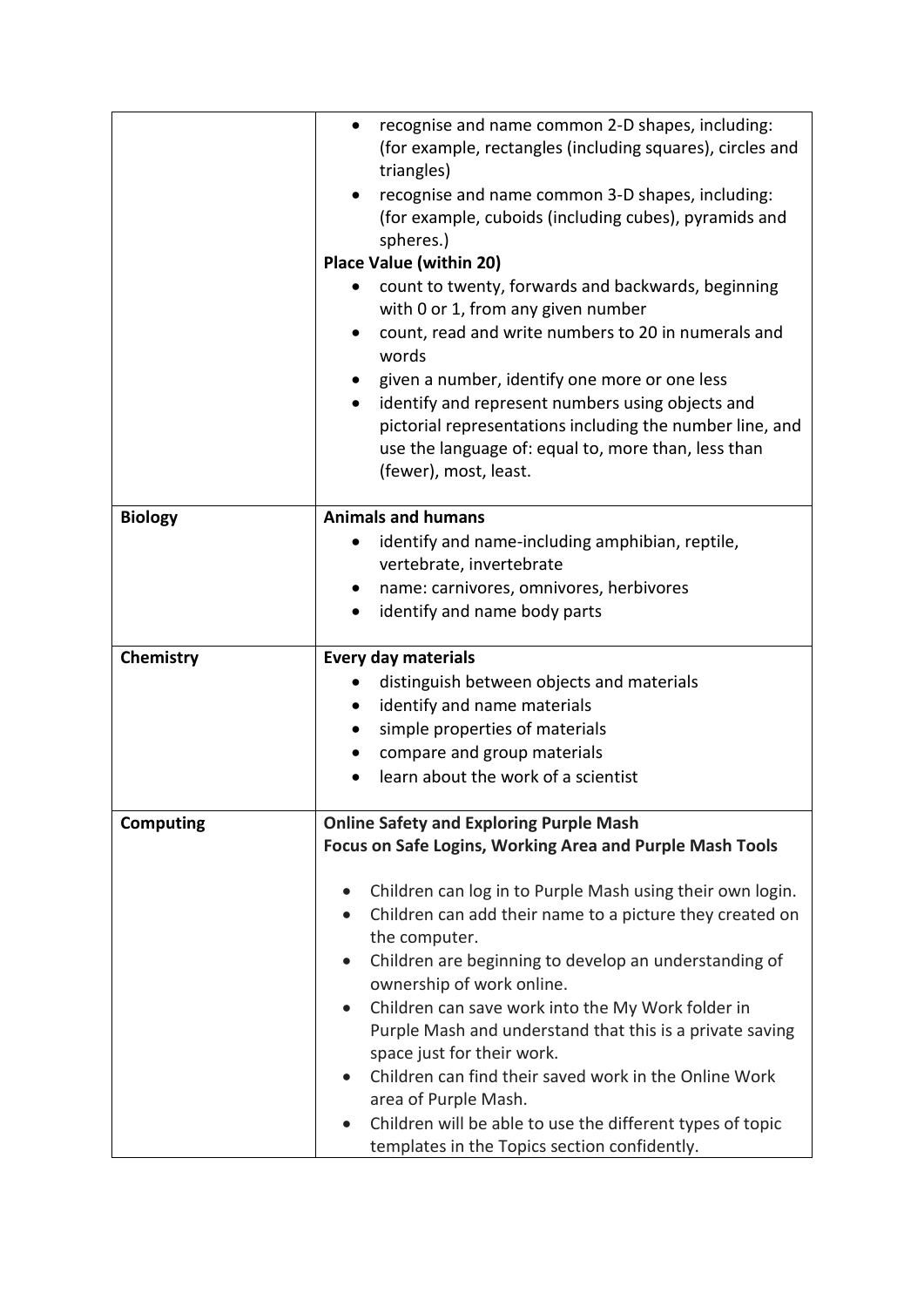| | |
|---|---|
| | • recognise and name common 2-D shapes, including: (for example, rectangles (including squares), circles and triangles)<br>• recognise and name common 3-D shapes, including: (for example, cuboids (including cubes), pyramids and spheres.)<br>**Place Value (within 20)**<br>• count to twenty, forwards and backwards, beginning with 0 or 1, from any given number<br>• count, read and write numbers to 20 in numerals and words<br>• given a number, identify one more or one less<br>• identify and represent numbers using objects and pictorial representations including the number line, and use the language of: equal to, more than, less than (fewer), most, least. |
| **Biology** | **Animals and humans**<br>• identify and name-including amphibian, reptile, vertebrate, invertebrate<br>• name: carnivores, omnivores, herbivores<br>• identify and name body parts |
| **Chemistry** | **Every day materials**<br>• distinguish between objects and materials<br>• identify and name materials<br>• simple properties of materials<br>• compare and group materials<br>• learn about the work of a scientist |
| **Computing** | **Online Safety and Exploring Purple Mash**<br>**Focus on Safe Logins, Working Area and Purple Mash Tools**<br>• Children can log in to Purple Mash using their own login.<br>• Children can add their name to a picture they created on the computer.<br>• Children are beginning to develop an understanding of ownership of work online.<br>• Children can save work into the My Work folder in Purple Mash and understand that this is a private saving space just for their work.<br>• Children can find their saved work in the Online Work area of Purple Mash.<br>• Children will be able to use the different types of topic templates in the Topics section confidently. |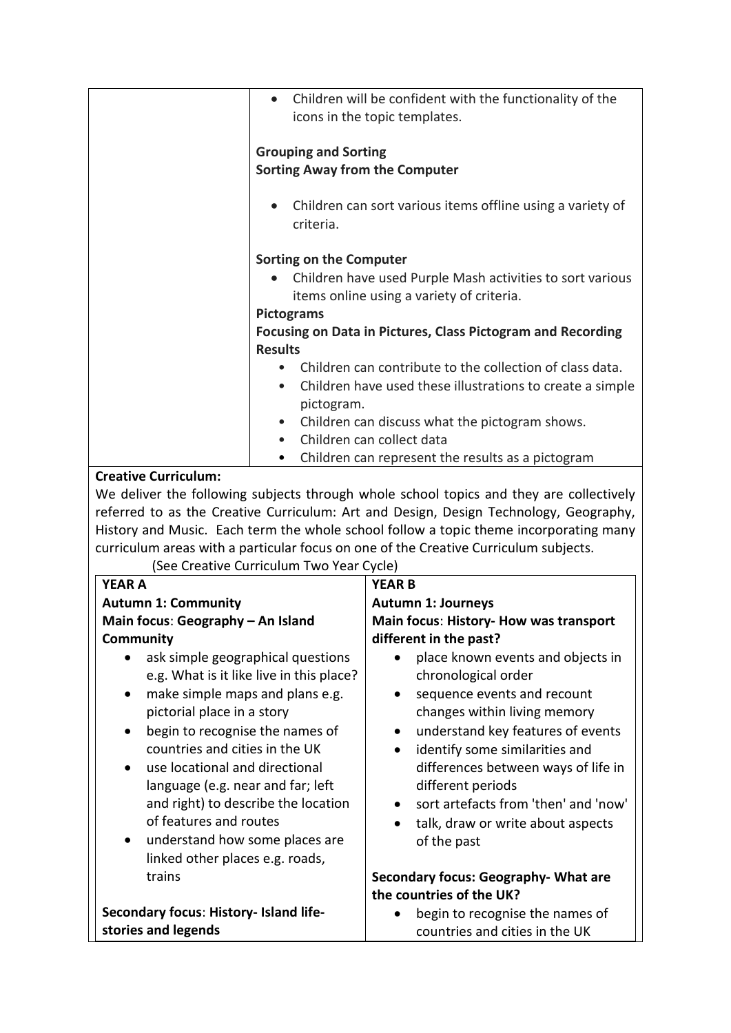| | |
|---|---|
| | • Children will be confident with the functionality of the icons in the topic templates.<br><br>**Grouping and Sorting**<br>**Sorting Away from the Computer**<br><br>• Children can sort various items offline using a variety of criteria.<br><br>**Sorting on the Computer**<br>• Children have used Purple Mash activities to sort various items online using a variety of criteria.<br>**Pictograms**<br>**Focusing on Data in Pictures, Class Pictogram and Recording Results**<br>• Children can contribute to the collection of class data.<br>• Children have used these illustrations to create a simple pictogram.<br>• Children can discuss what the pictogram shows.<br>• Children can collect data<br>• Children can represent the results as a pictogram |

**Creative Curriculum:**

We deliver the following subjects through whole school topics and they are collectively referred to as the Creative Curriculum: Art and Design, Design Technology, Geography, History and Music. Each term the whole school follow a topic theme incorporating many curriculum areas with a particular focus on one of the Creative Curriculum subjects.

(See Creative Curriculum Two Year Cycle)

| YEAR A | YEAR B |
|---|---|
| **Autumn 1: Community**<br>**Main focus: Geography – An Island Community**<br>• ask simple geographical questions e.g. What is it like live in this place?<br>• make simple maps and plans e.g. pictorial place in a story<br>• begin to recognise the names of countries and cities in the UK<br>• use locational and directional language (e.g. near and far; left and right) to describe the location of features and routes<br>• understand how some places are linked other places e.g. roads, trains<br><br>**Secondary focus: History- Island life-stories and legends** | **Autumn 1: Journeys**<br>**Main focus: History- How was transport different in the past?**<br>• place known events and objects in chronological order<br>• sequence events and recount changes within living memory<br>• understand key features of events<br>• identify some similarities and differences between ways of life in different periods<br>• sort artefacts from 'then' and 'now'<br>• talk, draw or write about aspects of the past<br><br>**Secondary focus: Geography- What are the countries of the UK?**<br>• begin to recognise the names of countries and cities in the UK |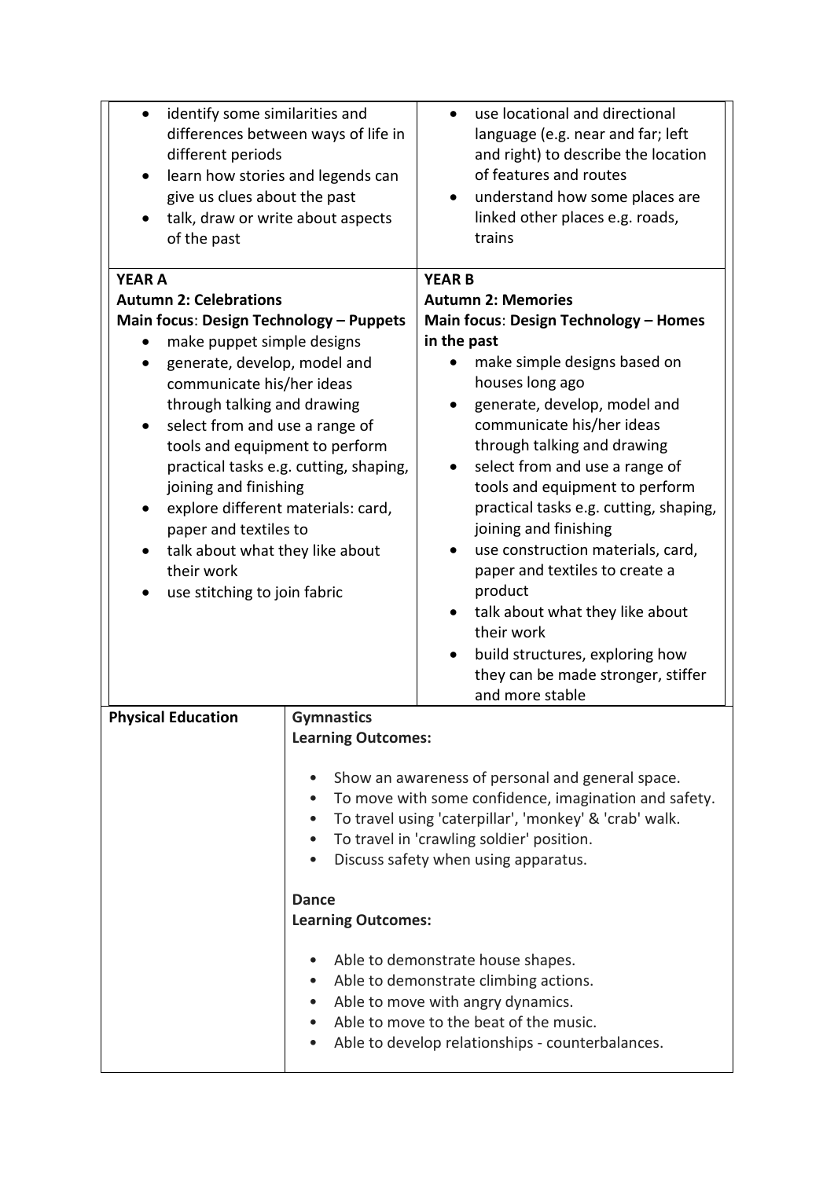| | |
|---|---|
| • identify some similarities and differences between ways of life in different periods<br>• learn how stories and legends can give us clues about the past<br>• talk, draw or write about aspects of the past | • use locational and directional language (e.g. near and far; left and right) to describe the location of features and routes<br>• understand how some places are linked other places e.g. roads, trains |
| **YEAR A**<br>**Autumn 2: Celebrations**<br>**Main focus: Design Technology – Puppets**<br>• make puppet simple designs<br>• generate, develop, model and communicate his/her ideas through talking and drawing<br>• select from and use a range of tools and equipment to perform practical tasks e.g. cutting, shaping, joining and finishing<br>• explore different materials: card, paper and textiles to<br>• talk about what they like about their work<br>• use stitching to join fabric | **YEAR B**<br>**Autumn 2: Memories**<br>**Main focus: Design Technology – Homes in the past**<br>• make simple designs based on houses long ago<br>• generate, develop, model and communicate his/her ideas through talking and drawing<br>• select from and use a range of tools and equipment to perform practical tasks e.g. cutting, shaping, joining and finishing<br>• use construction materials, card, paper and textiles to create a product<br>• talk about what they like about their work<br>• build structures, exploring how they can be made stronger, stiffer and more stable |

| | |
|---|---|
| **Physical Education** | **Gymnastics**<br>**Learning Outcomes:**<br>• Show an awareness of personal and general space.<br>• To move with some confidence, imagination and safety.<br>• To travel using 'caterpillar', 'monkey' & 'crab' walk.<br>• To travel in 'crawling soldier' position.<br>• Discuss safety when using apparatus.<br><br>**Dance**<br>**Learning Outcomes:**<br>• Able to demonstrate house shapes.<br>• Able to demonstrate climbing actions.<br>• Able to move with angry dynamics.<br>• Able to move to the beat of the music.<br>• Able to develop relationships - counterbalances. |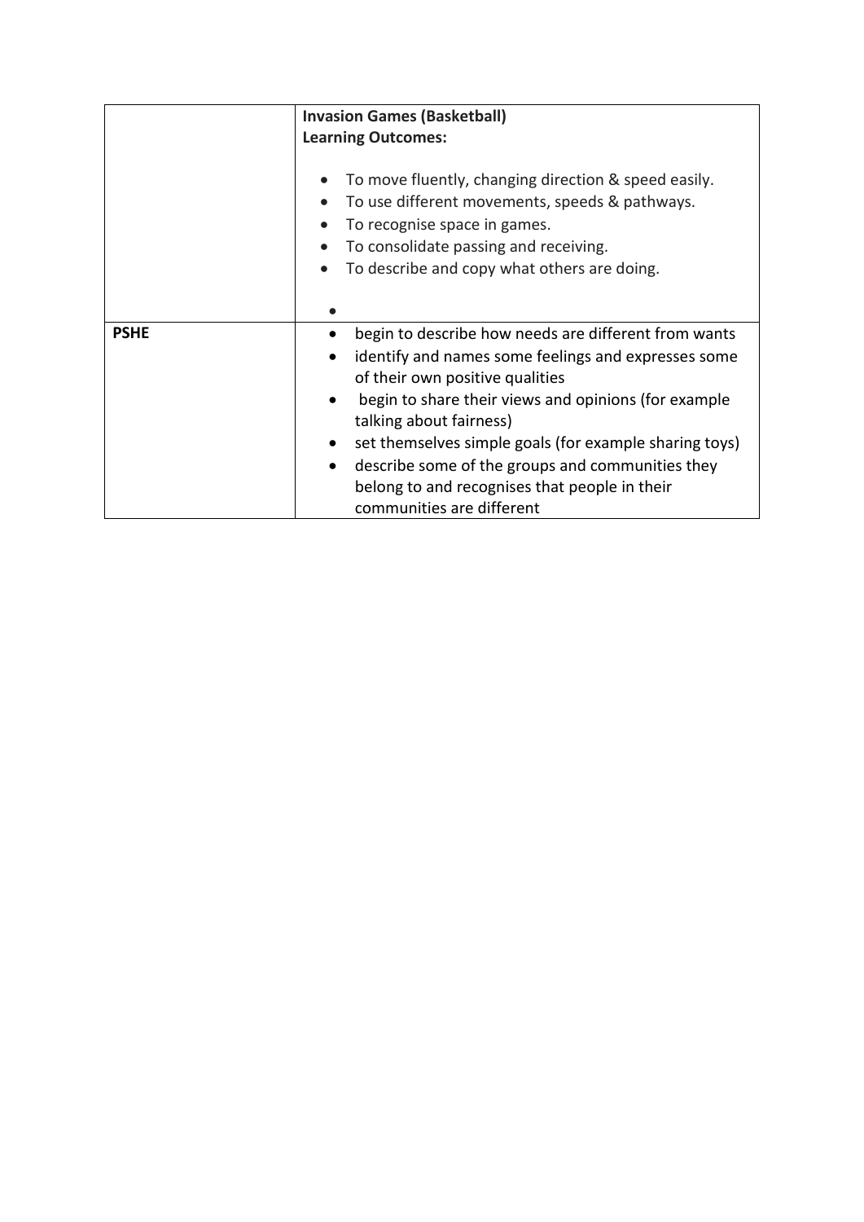| | |
|---|---|
| | **Invasion Games (Basketball)**<br>**Learning Outcomes:**<br><br>• To move fluently, changing direction & speed easily.<br>• To use different movements, speeds & pathways.<br>• To recognise space in games.<br>• To consolidate passing and receiving.<br>• To describe and copy what others are doing.<br>• |
| **PSHE** | • begin to describe how needs are different from wants<br>• identify and names some feelings and expresses some of their own positive qualities<br>• begin to share their views and opinions (for example talking about fairness)<br>• set themselves simple goals (for example sharing toys)<br>• describe some of the groups and communities they belong to and recognises that people in their communities are different |